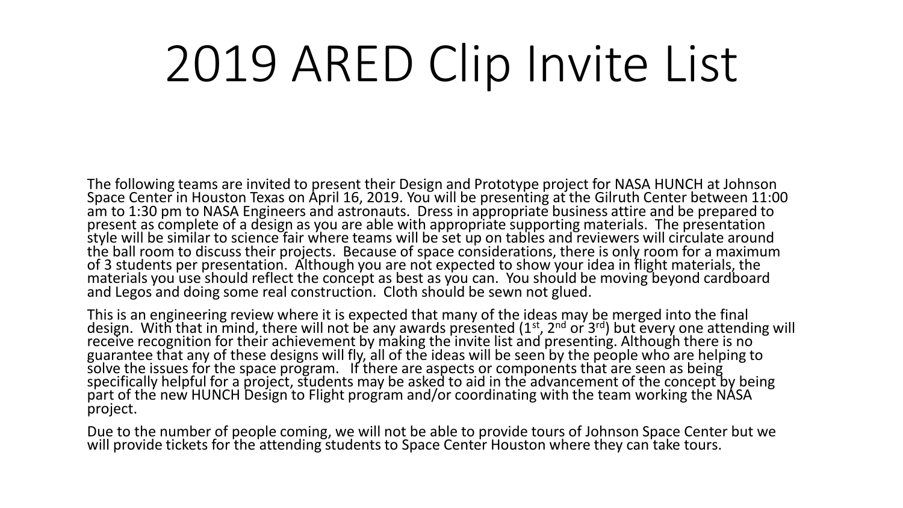# 2019 ARED Clip Invite List

The following teams are invited to present their Design and Prototype project for NASA HUNCH at Johnson Space Center in Houston Texas on April 16, 2019. You will be presenting at the Gilruth Center between 11:00 am to 1:30 pm to NASA Engineers and astronauts. Dress in appropriate business attire and be prepared to present as complete of a design as you are able with appropriate supporting materials. The presentation style will be similar to science fair where teams will be set up on tables and reviewers will circulate around the ball room to discuss their projects. Because of space considerations, there is only room for a maximum of 3 students per presentation. Although you are not expected to show your idea in flight materials, the materials you use should reflect the concept as best as you can. You should be moving beyond cardboard and Legos and doing some real construction. Cloth should be sewn not glued.

This is an engineering review where it is expected that many of the ideas may be merged into the final design. With that in mind, there will not be any awards presented (1st, 2nd or 3rd) but every one attending will receive recognition for their achievement by making the invite list and presenting. Although there is no guarantee that any of these designs will fly, all of the ideas will be seen by the people who are helping to solve the issues for the space program. If there are aspects or components that are seen as being specifically helpful for a project, students may be asked to aid in the advancement of the concept by being part of the new HUNCH Design to Flight program and/or coordinating with the team working the NASA project.

Due to the number of people coming, we will not be able to provide tours of Johnson Space Center but we will provide tickets for the attending students to Space Center Houston where they can take tours.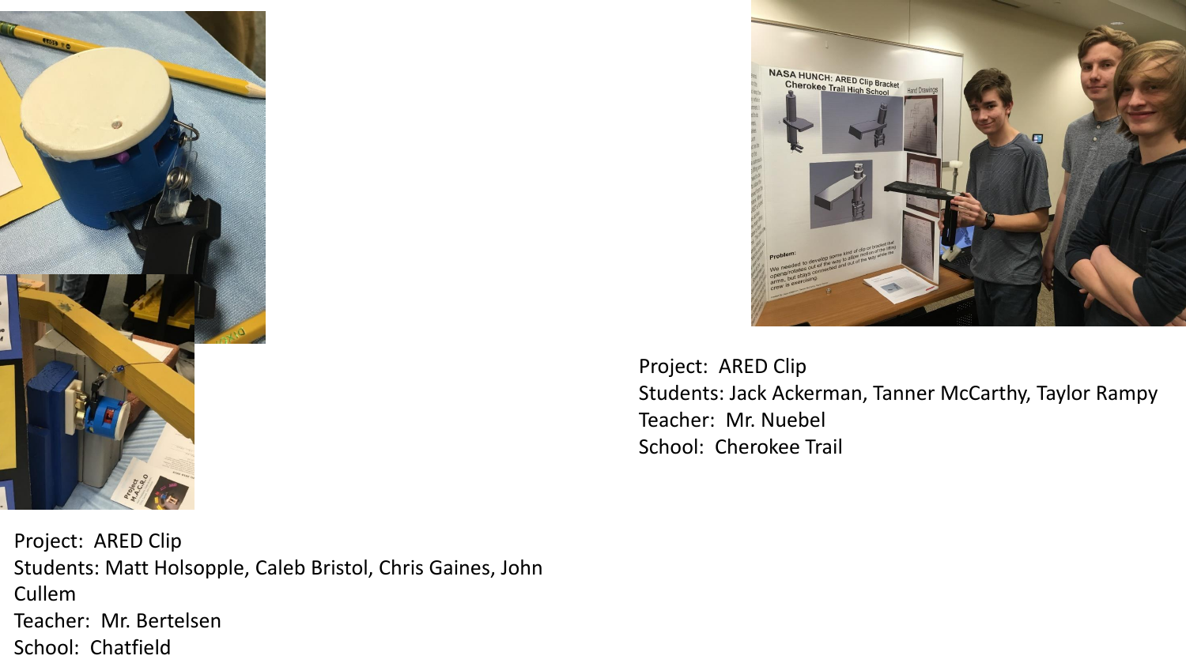Project: ARED Clip
Students: Jack Ackerman, Tanner McCarthy, Taylor Rampy
Teacher: Mr. Nuebel
School: Cherokee Trail

Project: ARED Clip
Students: Matt Holsopple, Caleb Bristol, Chris Gaines, John Cullem
Teacher: Mr. Bertelsen
School: Chatfield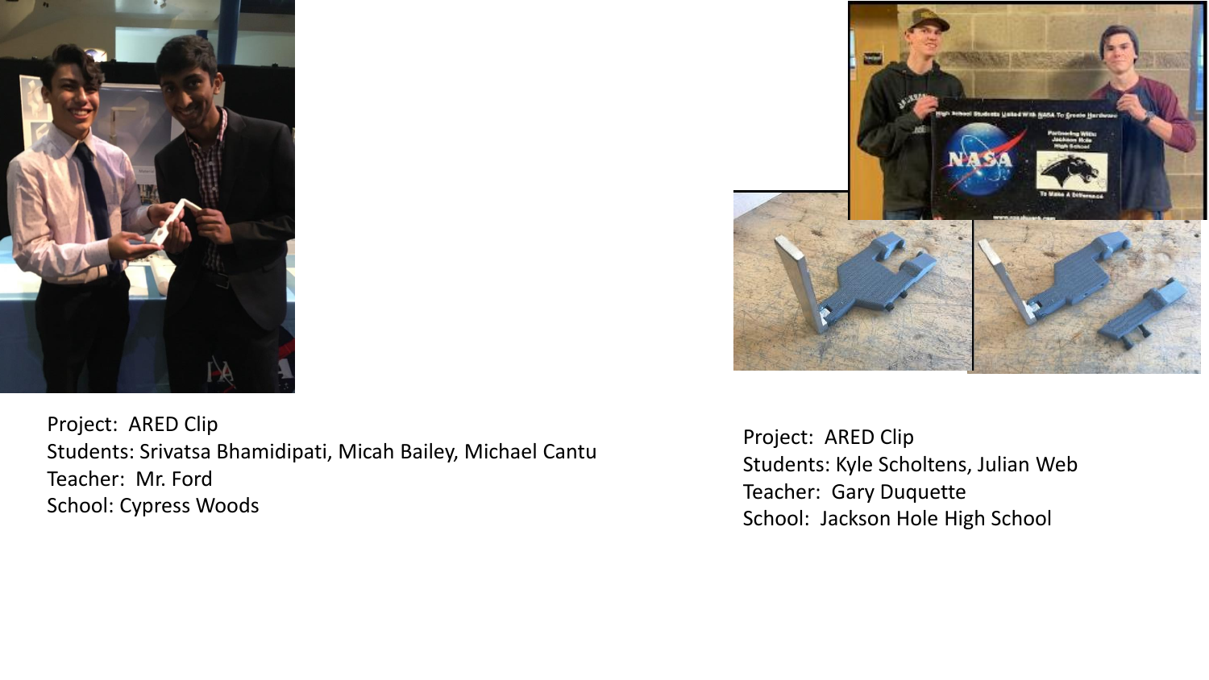Project: ARED Clip
Students: Srivatsa Bhamidipati, Micah Bailey, Michael Cantu
Teacher: Mr. Ford
School: Cypress Woods

Project: ARED Clip
Students: Kyle Scholtens, Julian Web
Teacher: Gary Duquette
School: Jackson Hole High School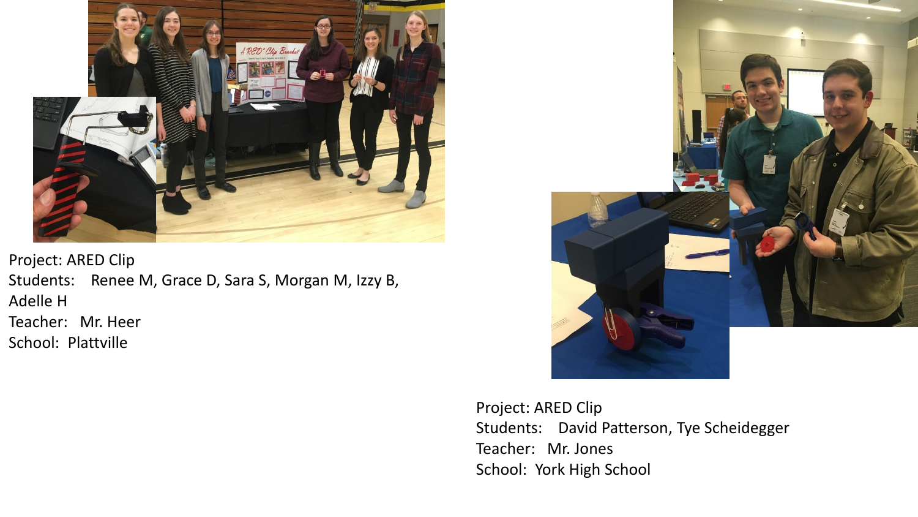Project: ARED Clip
Students: Renee M, Grace D, Sara S, Morgan M, Izzy B, Adelle H
Teacher: Mr. Heer
School: Plattville

Project: ARED Clip
Students: David Patterson, Tye Scheidegger
Teacher: Mr. Jones
School: York High School